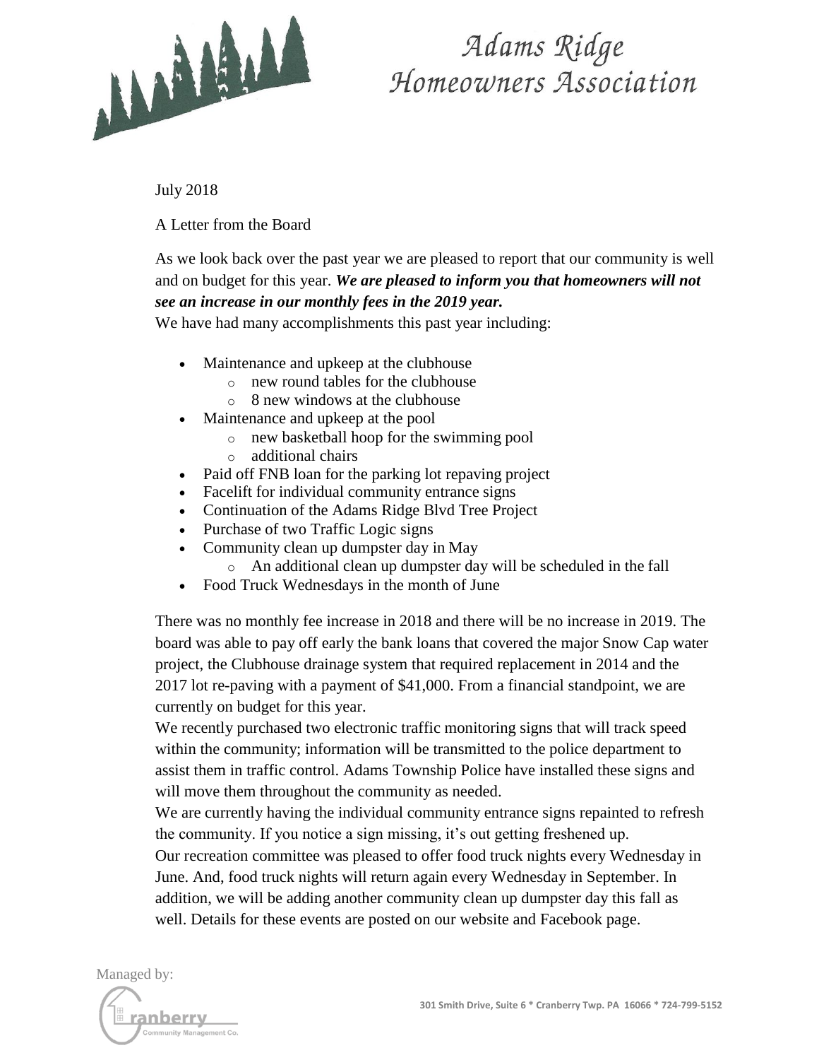# Adams Ridge Homeowners Association

July 2018

A Letter from the Board

As we look back over the past year we are pleased to report that our community is well and on budget for this year. ***We are pleased to inform you that homeowners will not see an increase in our monthly fees in the 2019 year.***

We have had many accomplishments this past year including:

- Maintenance and upkeep at the clubhouse
  - new round tables for the clubhouse
  - 8 new windows at the clubhouse
- Maintenance and upkeep at the pool
  - new basketball hoop for the swimming pool
  - additional chairs
- Paid off FNB loan for the parking lot repaving project
- Facelift for individual community entrance signs
- Continuation of the Adams Ridge Blvd Tree Project
- Purchase of two Traffic Logic signs
- Community clean up dumpster day in May
  - An additional clean up dumpster day will be scheduled in the fall
- Food Truck Wednesdays in the month of June

There was no monthly fee increase in 2018 and there will be no increase in 2019. The board was able to pay off early the bank loans that covered the major Snow Cap water project, the Clubhouse drainage system that required replacement in 2014 and the 2017 lot re-paving with a payment of $41,000. From a financial standpoint, we are currently on budget for this year.

We recently purchased two electronic traffic monitoring signs that will track speed within the community; information will be transmitted to the police department to assist them in traffic control. Adams Township Police have installed these signs and will move them throughout the community as needed.

We are currently having the individual community entrance signs repainted to refresh the community. If you notice a sign missing, it's out getting freshened up.

Our recreation committee was pleased to offer food truck nights every Wednesday in June. And, food truck nights will return again every Wednesday in September. In addition, we will be adding another community clean up dumpster day this fall as well. Details for these events are posted on our website and Facebook page.

Managed by: Cranberry Community Management Co.

301 Smith Drive, Suite 6 * Cranberry Twp. PA 16066 * 724-799-5152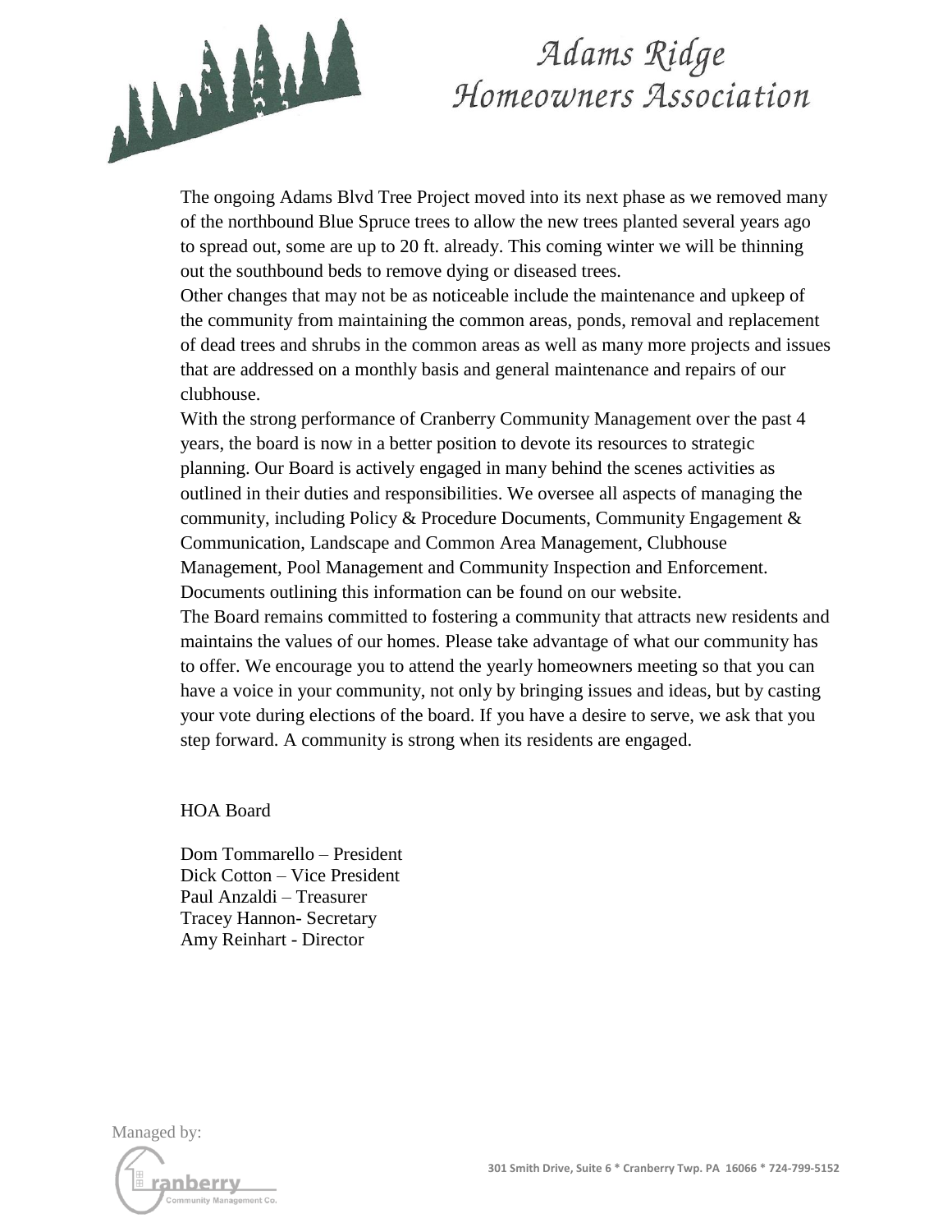# Adams Ridge Homeowners Association

The ongoing Adams Blvd Tree Project moved into its next phase as we removed many of the northbound Blue Spruce trees to allow the new trees planted several years ago to spread out, some are up to 20 ft. already. This coming winter we will be thinning out the southbound beds to remove dying or diseased trees.

Other changes that may not be as noticeable include the maintenance and upkeep of the community from maintaining the common areas, ponds, removal and replacement of dead trees and shrubs in the common areas as well as many more projects and issues that are addressed on a monthly basis and general maintenance and repairs of our clubhouse.

With the strong performance of Cranberry Community Management over the past 4 years, the board is now in a better position to devote its resources to strategic planning. Our Board is actively engaged in many behind the scenes activities as outlined in their duties and responsibilities. We oversee all aspects of managing the community, including Policy & Procedure Documents, Community Engagement & Communication, Landscape and Common Area Management, Clubhouse Management, Pool Management and Community Inspection and Enforcement. Documents outlining this information can be found on our website.

The Board remains committed to fostering a community that attracts new residents and maintains the values of our homes. Please take advantage of what our community has to offer. We encourage you to attend the yearly homeowners meeting so that you can have a voice in your community, not only by bringing issues and ideas, but by casting your vote during elections of the board. If you have a desire to serve, we ask that you step forward. A community is strong when its residents are engaged.

HOA Board

Dom Tommarello – President
Dick Cotton – Vice President
Paul Anzaldi – Treasurer
Tracey Hannon- Secretary
Amy Reinhart - Director

Managed by:

Cranberry Community Management Co.

301 Smith Drive, Suite 6 * Cranberry Twp. PA 16066 * 724-799-5152